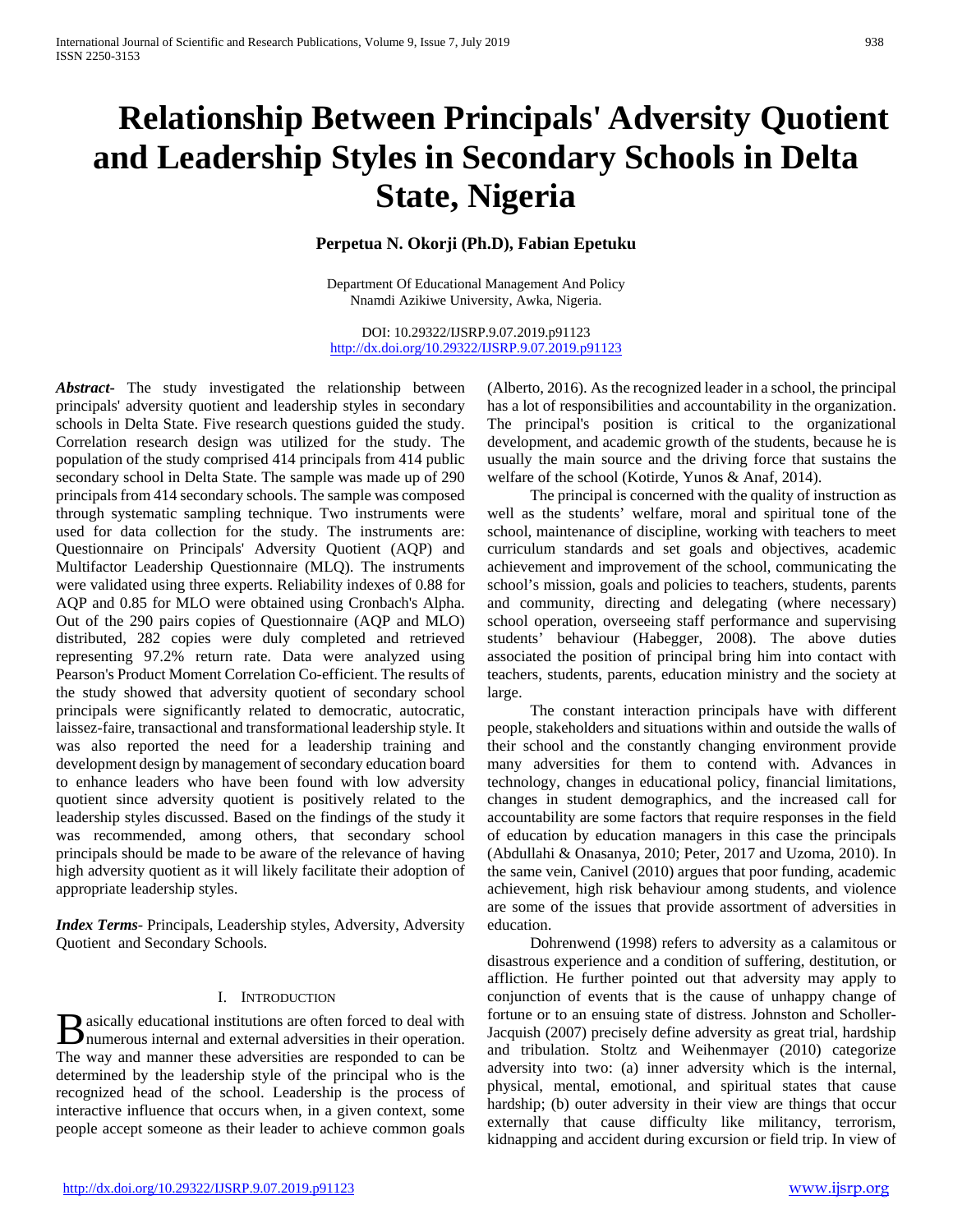# Relationship Between Principals' Adversity Quotient and Leadership Styles in Secondary Schools in Delta State, Nigeria

**Perpetua N. Okorji (Ph.D), Fabian Epetuku**

Department Of Educational Management And Policy
Nnamdi Azikiwe University, Awka, Nigeria.

DOI: 10.29322/IJSRP.9.07.2019.p91123
http://dx.doi.org/10.29322/IJSRP.9.07.2019.p91123

***Abstract***- The study investigated the relationship between principals' adversity quotient and leadership styles in secondary schools in Delta State. Five research questions guided the study. Correlation research design was utilized for the study. The population of the study comprised 414 principals from 414 public secondary school in Delta State. The sample was made up of 290 principals from 414 secondary schools. The sample was composed through systematic sampling technique. Two instruments were used for data collection for the study. The instruments are: Questionnaire on Principals' Adversity Quotient (AQP) and Multifactor Leadership Questionnaire (MLQ). The instruments were validated using three experts. Reliability indexes of 0.88 for AQP and 0.85 for MLO were obtained using Cronbach's Alpha. Out of the 290 pairs copies of Questionnaire (AQP and MLO) distributed, 282 copies were duly completed and retrieved representing 97.2% return rate. Data were analyzed using Pearson's Product Moment Correlation Co-efficient. The results of the study showed that adversity quotient of secondary school principals were significantly related to democratic, autocratic, laissez-faire, transactional and transformational leadership style. It was also reported the need for a leadership training and development design by management of secondary education board to enhance leaders who have been found with low adversity quotient since adversity quotient is positively related to the leadership styles discussed. Based on the findings of the study it was recommended, among others, that secondary school principals should be made to be aware of the relevance of having high adversity quotient as it will likely facilitate their adoption of appropriate leadership styles.

***Index Terms***- Principals, Leadership styles, Adversity, Adversity Quotient and Secondary Schools.

## I. Introduction

Basically educational institutions are often forced to deal with numerous internal and external adversities in their operation. The way and manner these adversities are responded to can be determined by the leadership style of the principal who is the recognized head of the school. Leadership is the process of interactive influence that occurs when, in a given context, some people accept someone as their leader to achieve common goals (Alberto, 2016). As the recognized leader in a school, the principal has a lot of responsibilities and accountability in the organization. The principal's position is critical to the organizational development, and academic growth of the students, because he is usually the main source and the driving force that sustains the welfare of the school (Kotirde, Yunos & Anaf, 2014).

The principal is concerned with the quality of instruction as well as the students' welfare, moral and spiritual tone of the school, maintenance of discipline, working with teachers to meet curriculum standards and set goals and objectives, academic achievement and improvement of the school, communicating the school's mission, goals and policies to teachers, students, parents and community, directing and delegating (where necessary) school operation, overseeing staff performance and supervising students' behaviour (Habegger, 2008). The above duties associated the position of principal bring him into contact with teachers, students, parents, education ministry and the society at large.

The constant interaction principals have with different people, stakeholders and situations within and outside the walls of their school and the constantly changing environment provide many adversities for them to contend with. Advances in technology, changes in educational policy, financial limitations, changes in student demographics, and the increased call for accountability are some factors that require responses in the field of education by education managers in this case the principals (Abdullahi & Onasanya, 2010; Peter, 2017 and Uzoma, 2010). In the same vein, Canivel (2010) argues that poor funding, academic achievement, high risk behaviour among students, and violence are some of the issues that provide assortment of adversities in education.

Dohrenwend (1998) refers to adversity as a calamitous or disastrous experience and a condition of suffering, destitution, or affliction. He further pointed out that adversity may apply to conjunction of events that is the cause of unhappy change of fortune or to an ensuing state of distress. Johnston and Scholler-Jacquish (2007) precisely define adversity as great trial, hardship and tribulation. Stoltz and Weihenmayer (2010) categorize adversity into two: (a) inner adversity which is the internal, physical, mental, emotional, and spiritual states that cause hardship; (b) outer adversity in their view are things that occur externally that cause difficulty like militancy, terrorism, kidnapping and accident during excursion or field trip. In view of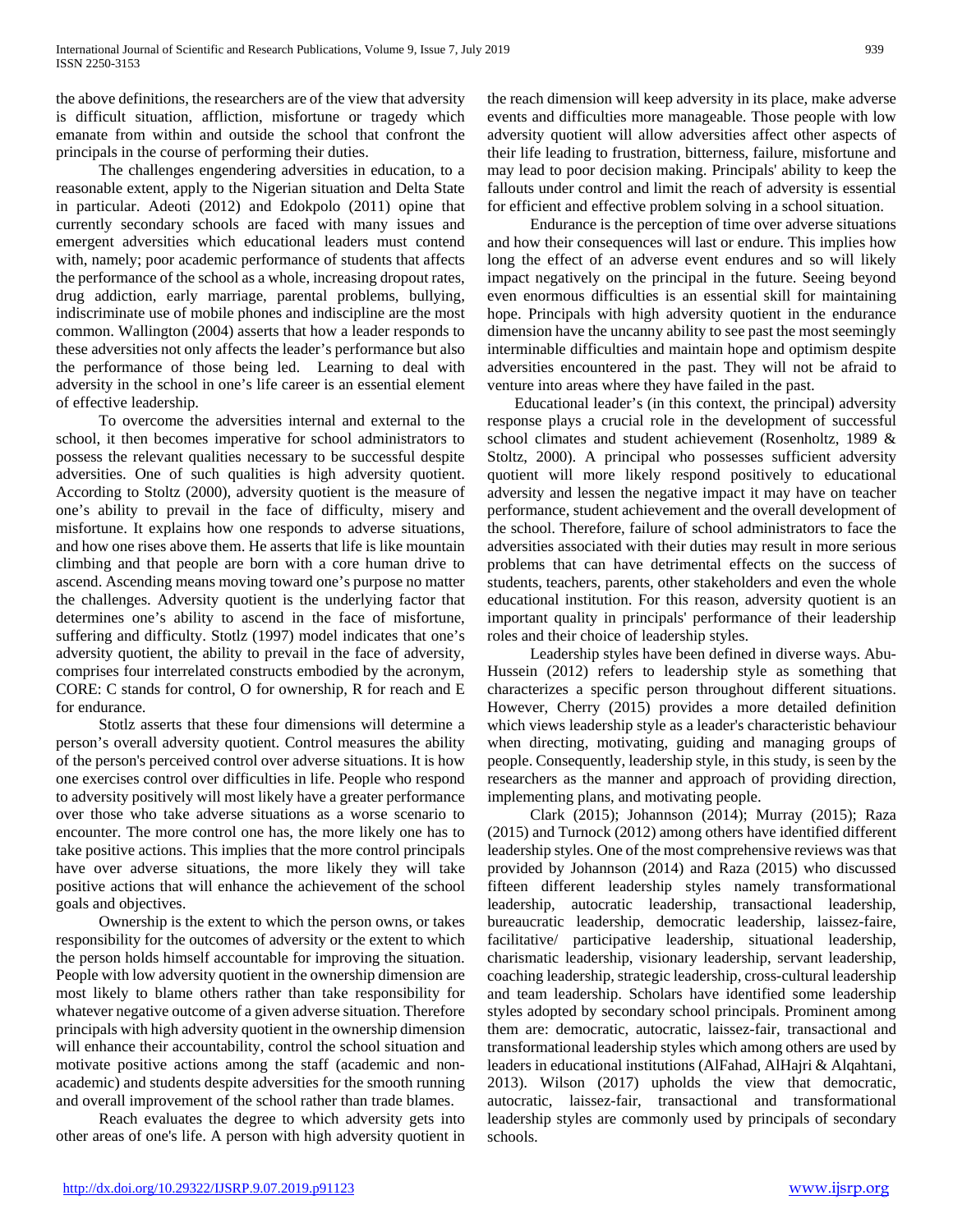the above definitions, the researchers are of the view that adversity is difficult situation, affliction, misfortune or tragedy which emanate from within and outside the school that confront the principals in the course of performing their duties.

The challenges engendering adversities in education, to a reasonable extent, apply to the Nigerian situation and Delta State in particular. Adeoti (2012) and Edokpolo (2011) opine that currently secondary schools are faced with many issues and emergent adversities which educational leaders must contend with, namely; poor academic performance of students that affects the performance of the school as a whole, increasing dropout rates, drug addiction, early marriage, parental problems, bullying, indiscriminate use of mobile phones and indiscipline are the most common. Wallington (2004) asserts that how a leader responds to these adversities not only affects the leader's performance but also the performance of those being led. Learning to deal with adversity in the school in one's life career is an essential element of effective leadership.

To overcome the adversities internal and external to the school, it then becomes imperative for school administrators to possess the relevant qualities necessary to be successful despite adversities. One of such qualities is high adversity quotient. According to Stoltz (2000), adversity quotient is the measure of one's ability to prevail in the face of difficulty, misery and misfortune. It explains how one responds to adverse situations, and how one rises above them. He asserts that life is like mountain climbing and that people are born with a core human drive to ascend. Ascending means moving toward one's purpose no matter the challenges. Adversity quotient is the underlying factor that determines one's ability to ascend in the face of misfortune, suffering and difficulty. Stotlz (1997) model indicates that one's adversity quotient, the ability to prevail in the face of adversity, comprises four interrelated constructs embodied by the acronym, CORE: C stands for control, O for ownership, R for reach and E for endurance.

Stotlz asserts that these four dimensions will determine a person's overall adversity quotient. Control measures the ability of the person's perceived control over adverse situations. It is how one exercises control over difficulties in life. People who respond to adversity positively will most likely have a greater performance over those who take adverse situations as a worse scenario to encounter. The more control one has, the more likely one has to take positive actions. This implies that the more control principals have over adverse situations, the more likely they will take positive actions that will enhance the achievement of the school goals and objectives.

Ownership is the extent to which the person owns, or takes responsibility for the outcomes of adversity or the extent to which the person holds himself accountable for improving the situation. People with low adversity quotient in the ownership dimension are most likely to blame others rather than take responsibility for whatever negative outcome of a given adverse situation. Therefore principals with high adversity quotient in the ownership dimension will enhance their accountability, control the school situation and motivate positive actions among the staff (academic and non-academic) and students despite adversities for the smooth running and overall improvement of the school rather than trade blames.

Reach evaluates the degree to which adversity gets into other areas of one's life. A person with high adversity quotient in the reach dimension will keep adversity in its place, make adverse events and difficulties more manageable. Those people with low adversity quotient will allow adversities affect other aspects of their life leading to frustration, bitterness, failure, misfortune and may lead to poor decision making. Principals' ability to keep the fallouts under control and limit the reach of adversity is essential for efficient and effective problem solving in a school situation.

Endurance is the perception of time over adverse situations and how their consequences will last or endure. This implies how long the effect of an adverse event endures and so will likely impact negatively on the principal in the future. Seeing beyond even enormous difficulties is an essential skill for maintaining hope. Principals with high adversity quotient in the endurance dimension have the uncanny ability to see past the most seemingly interminable difficulties and maintain hope and optimism despite adversities encountered in the past. They will not be afraid to venture into areas where they have failed in the past.

Educational leader's (in this context, the principal) adversity response plays a crucial role in the development of successful school climates and student achievement (Rosenholtz, 1989 & Stoltz, 2000). A principal who possesses sufficient adversity quotient will more likely respond positively to educational adversity and lessen the negative impact it may have on teacher performance, student achievement and the overall development of the school. Therefore, failure of school administrators to face the adversities associated with their duties may result in more serious problems that can have detrimental effects on the success of students, teachers, parents, other stakeholders and even the whole educational institution. For this reason, adversity quotient is an important quality in principals' performance of their leadership roles and their choice of leadership styles.

Leadership styles have been defined in diverse ways. Abu-Hussein (2012) refers to leadership style as something that characterizes a specific person throughout different situations. However, Cherry (2015) provides a more detailed definition which views leadership style as a leader's characteristic behaviour when directing, motivating, guiding and managing groups of people. Consequently, leadership style, in this study, is seen by the researchers as the manner and approach of providing direction, implementing plans, and motivating people.

Clark (2015); Johannson (2014); Murray (2015); Raza (2015) and Turnock (2012) among others have identified different leadership styles. One of the most comprehensive reviews was that provided by Johannson (2014) and Raza (2015) who discussed fifteen different leadership styles namely transformational leadership, autocratic leadership, transactional leadership, bureaucratic leadership, democratic leadership, laissez-faire, facilitative/ participative leadership, situational leadership, charismatic leadership, visionary leadership, servant leadership, coaching leadership, strategic leadership, cross-cultural leadership and team leadership. Scholars have identified some leadership styles adopted by secondary school principals. Prominent among them are: democratic, autocratic, laissez-fair, transactional and transformational leadership styles which among others are used by leaders in educational institutions (AlFahad, AlHajri & Alqahtani, 2013). Wilson (2017) upholds the view that democratic, autocratic, laissez-fair, transactional and transformational leadership styles are commonly used by principals of secondary schools.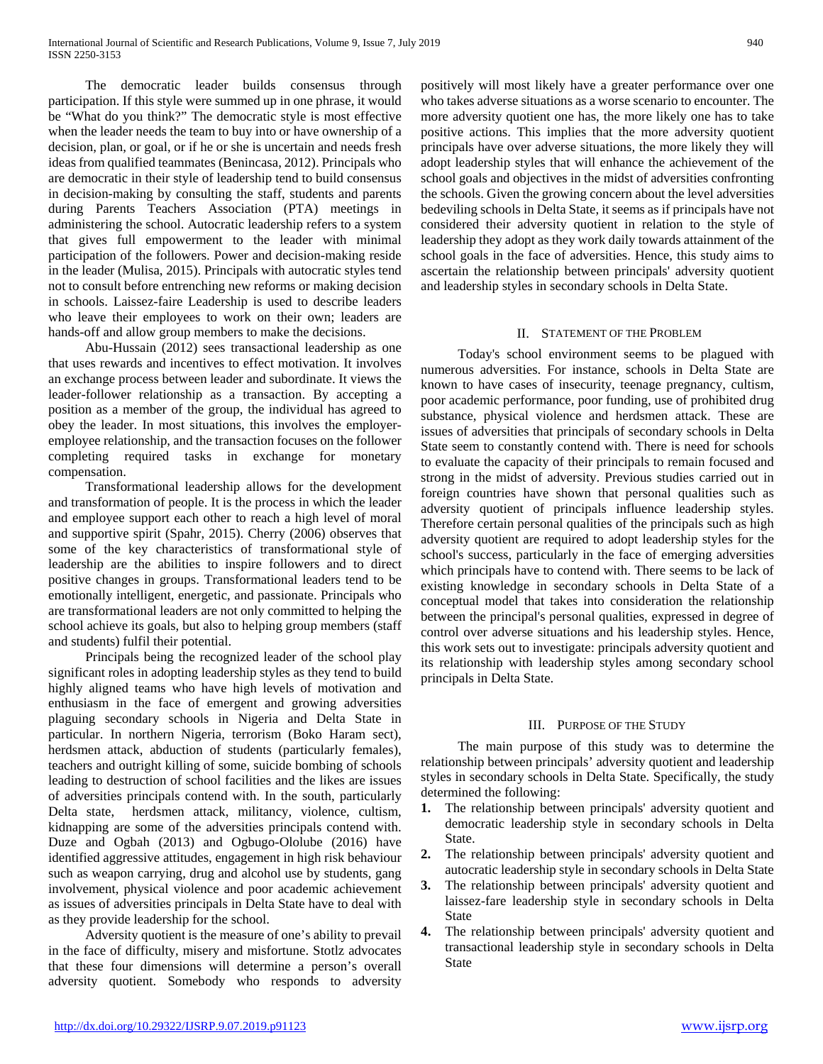The democratic leader builds consensus through participation. If this style were summed up in one phrase, it would be "What do you think?" The democratic style is most effective when the leader needs the team to buy into or have ownership of a decision, plan, or goal, or if he or she is uncertain and needs fresh ideas from qualified teammates (Benincasa, 2012). Principals who are democratic in their style of leadership tend to build consensus in decision-making by consulting the staff, students and parents during Parents Teachers Association (PTA) meetings in administering the school. Autocratic leadership refers to a system that gives full empowerment to the leader with minimal participation of the followers. Power and decision-making reside in the leader (Mulisa, 2015). Principals with autocratic styles tend not to consult before entrenching new reforms or making decision in schools. Laissez-faire Leadership is used to describe leaders who leave their employees to work on their own; leaders are hands-off and allow group members to make the decisions.

Abu-Hussain (2012) sees transactional leadership as one that uses rewards and incentives to effect motivation. It involves an exchange process between leader and subordinate. It views the leader-follower relationship as a transaction. By accepting a position as a member of the group, the individual has agreed to obey the leader. In most situations, this involves the employer-employee relationship, and the transaction focuses on the follower completing required tasks in exchange for monetary compensation.

Transformational leadership allows for the development and transformation of people. It is the process in which the leader and employee support each other to reach a high level of moral and supportive spirit (Spahr, 2015). Cherry (2006) observes that some of the key characteristics of transformational style of leadership are the abilities to inspire followers and to direct positive changes in groups. Transformational leaders tend to be emotionally intelligent, energetic, and passionate. Principals who are transformational leaders are not only committed to helping the school achieve its goals, but also to helping group members (staff and students) fulfil their potential.

Principals being the recognized leader of the school play significant roles in adopting leadership styles as they tend to build highly aligned teams who have high levels of motivation and enthusiasm in the face of emergent and growing adversities plaguing secondary schools in Nigeria and Delta State in particular. In northern Nigeria, terrorism (Boko Haram sect), herdsmen attack, abduction of students (particularly females), teachers and outright killing of some, suicide bombing of schools leading to destruction of school facilities and the likes are issues of adversities principals contend with. In the south, particularly Delta state, herdsmen attack, militancy, violence, cultism, kidnapping are some of the adversities principals contend with. Duze and Ogbah (2013) and Ogbugo-Ololube (2016) have identified aggressive attitudes, engagement in high risk behaviour such as weapon carrying, drug and alcohol use by students, gang involvement, physical violence and poor academic achievement as issues of adversities principals in Delta State have to deal with as they provide leadership for the school.

Adversity quotient is the measure of one's ability to prevail in the face of difficulty, misery and misfortune. Stotlz advocates that these four dimensions will determine a person's overall adversity quotient. Somebody who responds to adversity positively will most likely have a greater performance over one who takes adverse situations as a worse scenario to encounter. The more adversity quotient one has, the more likely one has to take positive actions. This implies that the more adversity quotient principals have over adverse situations, the more likely they will adopt leadership styles that will enhance the achievement of the school goals and objectives in the midst of adversities confronting the schools. Given the growing concern about the level adversities bedeviling schools in Delta State, it seems as if principals have not considered their adversity quotient in relation to the style of leadership they adopt as they work daily towards attainment of the school goals in the face of adversities. Hence, this study aims to ascertain the relationship between principals' adversity quotient and leadership styles in secondary schools in Delta State.

## II. Statement of the Problem

Today's school environment seems to be plagued with numerous adversities. For instance, schools in Delta State are known to have cases of insecurity, teenage pregnancy, cultism, poor academic performance, poor funding, use of prohibited drug substance, physical violence and herdsmen attack. These are issues of adversities that principals of secondary schools in Delta State seem to constantly contend with. There is need for schools to evaluate the capacity of their principals to remain focused and strong in the midst of adversity. Previous studies carried out in foreign countries have shown that personal qualities such as adversity quotient of principals influence leadership styles. Therefore certain personal qualities of the principals such as high adversity quotient are required to adopt leadership styles for the school's success, particularly in the face of emerging adversities which principals have to contend with. There seems to be lack of existing knowledge in secondary schools in Delta State of a conceptual model that takes into consideration the relationship between the principal's personal qualities, expressed in degree of control over adverse situations and his leadership styles. Hence, this work sets out to investigate: principals adversity quotient and its relationship with leadership styles among secondary school principals in Delta State.

## III. Purpose of the Study

The main purpose of this study was to determine the relationship between principals' adversity quotient and leadership styles in secondary schools in Delta State. Specifically, the study determined the following:

1. The relationship between principals' adversity quotient and democratic leadership style in secondary schools in Delta State.
2. The relationship between principals' adversity quotient and autocratic leadership style in secondary schools in Delta State
3. The relationship between principals' adversity quotient and laissez-fare leadership style in secondary schools in Delta State
4. The relationship between principals' adversity quotient and transactional leadership style in secondary schools in Delta State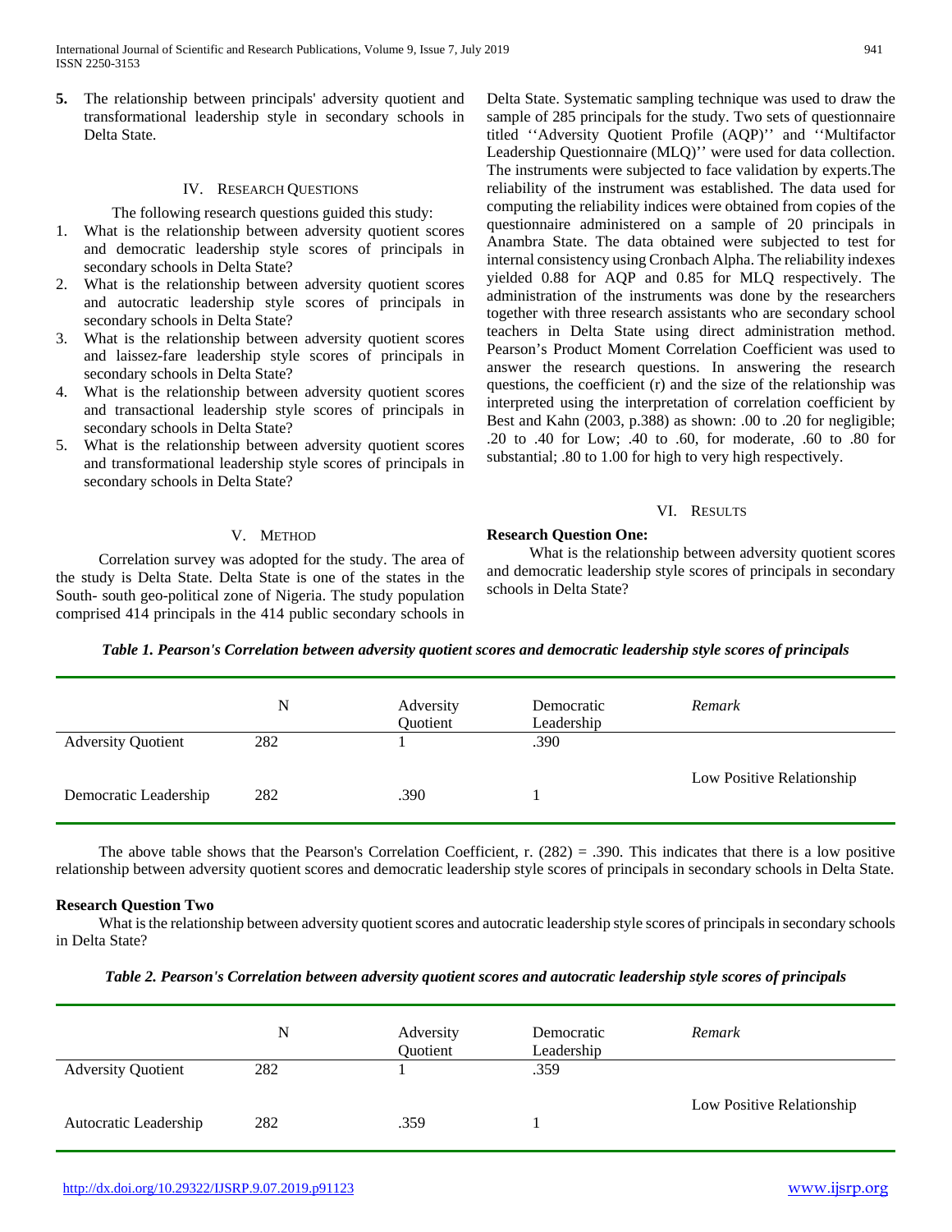5. The relationship between principals' adversity quotient and transformational leadership style in secondary schools in Delta State.

## IV. Research Questions

The following research questions guided this study:

1. What is the relationship between adversity quotient scores and democratic leadership style scores of principals in secondary schools in Delta State?
2. What is the relationship between adversity quotient scores and autocratic leadership style scores of principals in secondary schools in Delta State?
3. What is the relationship between adversity quotient scores and laissez-fare leadership style scores of principals in secondary schools in Delta State?
4. What is the relationship between adversity quotient scores and transactional leadership style scores of principals in secondary schools in Delta State?
5. What is the relationship between adversity quotient scores and transformational leadership style scores of principals in secondary schools in Delta State?

## V. Method

Correlation survey was adopted for the study. The area of the study is Delta State. Delta State is one of the states in the South- south geo-political zone of Nigeria. The study population comprised 414 principals in the 414 public secondary schools in Delta State. Systematic sampling technique was used to draw the sample of 285 principals for the study. Two sets of questionnaire titled ''Adversity Quotient Profile (AQP)'' and ''Multifactor Leadership Questionnaire (MLQ)'' were used for data collection. The instruments were subjected to face validation by experts.The reliability of the instrument was established. The data used for computing the reliability indices were obtained from copies of the questionnaire administered on a sample of 20 principals in Anambra State. The data obtained were subjected to test for internal consistency using Cronbach Alpha. The reliability indexes yielded 0.88 for AQP and 0.85 for MLQ respectively. The administration of the instruments was done by the researchers together with three research assistants who are secondary school teachers in Delta State using direct administration method. Pearson's Product Moment Correlation Coefficient was used to answer the research questions. In answering the research questions, the coefficient (r) and the size of the relationship was interpreted using the interpretation of correlation coefficient by Best and Kahn (2003, p.388) as shown: .00 to .20 for negligible; .20 to .40 for Low; .40 to .60, for moderate, .60 to .80 for substantial; .80 to 1.00 for high to very high respectively.

## VI. Results

**Research Question One:**

What is the relationship between adversity quotient scores and democratic leadership style scores of principals in secondary schools in Delta State?

***Table 1. Pearson's Correlation between adversity quotient scores and democratic leadership style scores of principals***

| | N | Adversity Quotient | Democratic Leadership | *Remark* |
|---|---|---|---|---|
| Adversity Quotient | 282 | 1 | .390 | Low Positive Relationship |
| Democratic Leadership | 282 | .390 | 1 | |

The above table shows that the Pearson's Correlation Coefficient, r. (282) = .390. This indicates that there is a low positive relationship between adversity quotient scores and democratic leadership style scores of principals in secondary schools in Delta State.

**Research Question Two**

What is the relationship between adversity quotient scores and autocratic leadership style scores of principals in secondary schools in Delta State?

***Table 2. Pearson's Correlation between adversity quotient scores and autocratic leadership style scores of principals***

| | N | Adversity Quotient | Democratic Leadership | *Remark* |
|---|---|---|---|---|
| Adversity Quotient | 282 | 1 | .359 | Low Positive Relationship |
| Autocratic Leadership | 282 | .359 | 1 | |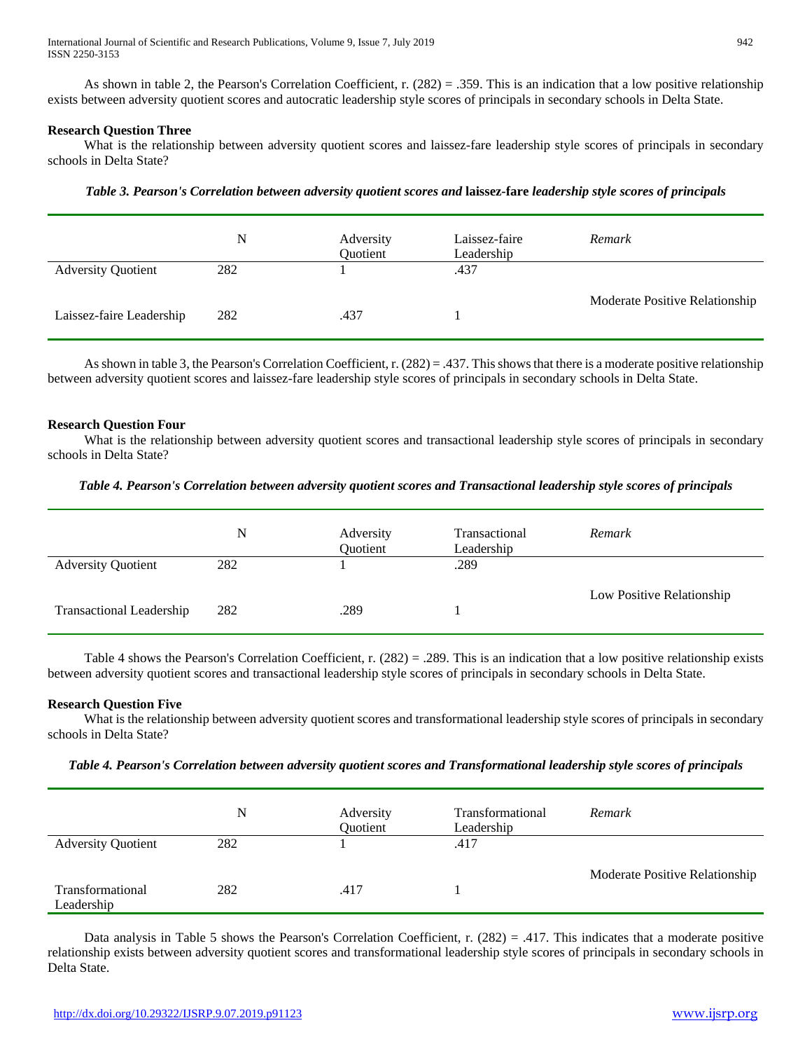As shown in table 2, the Pearson's Correlation Coefficient, r. (282) = .359. This is an indication that a low positive relationship exists between adversity quotient scores and autocratic leadership style scores of principals in secondary schools in Delta State.

**Research Question Three**

What is the relationship between adversity quotient scores and laissez-fare leadership style scores of principals in secondary schools in Delta State?

***Table 3. Pearson's Correlation between adversity quotient scores and* laissez-fare *leadership style scores of principals***

| | N | Adversity Quotient | Laissez-faire Leadership | *Remark* |
|---|---|---|---|---|
| Adversity Quotient | 282 | 1 | .437 | Moderate Positive Relationship |
| Laissez-faire Leadership | 282 | .437 | 1 | |

As shown in table 3, the Pearson's Correlation Coefficient, r. (282) = .437. This shows that there is a moderate positive relationship between adversity quotient scores and laissez-fare leadership style scores of principals in secondary schools in Delta State.

**Research Question Four**

What is the relationship between adversity quotient scores and transactional leadership style scores of principals in secondary schools in Delta State?

***Table 4. Pearson's Correlation between adversity quotient scores and Transactional leadership style scores of principals***

| | N | Adversity Quotient | Transactional Leadership | *Remark* |
|---|---|---|---|---|
| Adversity Quotient | 282 | 1 | .289 | Low Positive Relationship |
| Transactional Leadership | 282 | .289 | 1 | |

Table 4 shows the Pearson's Correlation Coefficient, r. (282) = .289. This is an indication that a low positive relationship exists between adversity quotient scores and transactional leadership style scores of principals in secondary schools in Delta State.

**Research Question Five**

What is the relationship between adversity quotient scores and transformational leadership style scores of principals in secondary schools in Delta State?

***Table 4. Pearson's Correlation between adversity quotient scores and Transformational leadership style scores of principals***

| | N | Adversity Quotient | Transformational Leadership | *Remark* |
|---|---|---|---|---|
| Adversity Quotient | 282 | 1 | .417 | Moderate Positive Relationship |
| Transformational Leadership | 282 | .417 | 1 | |

Data analysis in Table 5 shows the Pearson's Correlation Coefficient, r. (282) = .417. This indicates that a moderate positive relationship exists between adversity quotient scores and transformational leadership style scores of principals in secondary schools in Delta State.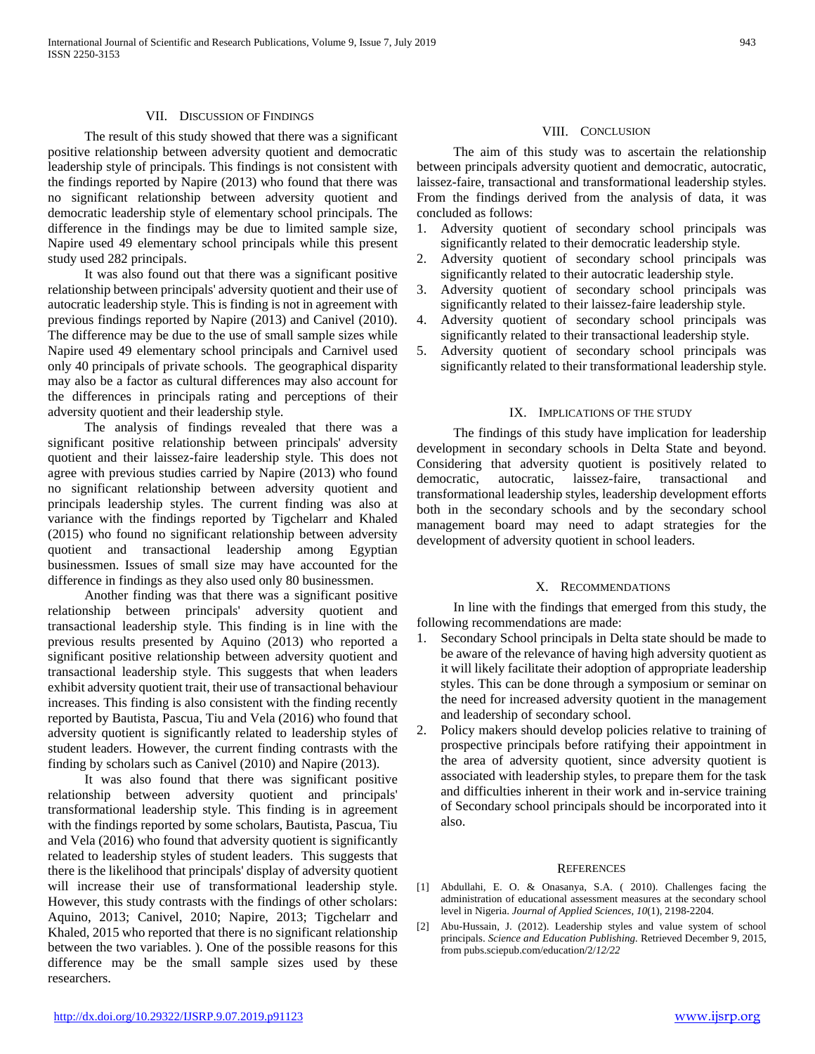## VII. Discussion of Findings

The result of this study showed that there was a significant positive relationship between adversity quotient and democratic leadership style of principals. This findings is not consistent with the findings reported by Napire (2013) who found that there was no significant relationship between adversity quotient and democratic leadership style of elementary school principals. The difference in the findings may be due to limited sample size, Napire used 49 elementary school principals while this present study used 282 principals.

It was also found out that there was a significant positive relationship between principals' adversity quotient and their use of autocratic leadership style. This is finding is not in agreement with previous findings reported by Napire (2013) and Canivel (2010). The difference may be due to the use of small sample sizes while Napire used 49 elementary school principals and Carnivel used only 40 principals of private schools. The geographical disparity may also be a factor as cultural differences may also account for the differences in principals rating and perceptions of their adversity quotient and their leadership style.

The analysis of findings revealed that there was a significant positive relationship between principals' adversity quotient and their laissez-faire leadership style. This does not agree with previous studies carried by Napire (2013) who found no significant relationship between adversity quotient and principals leadership styles. The current finding was also at variance with the findings reported by Tigchelarr and Khaled (2015) who found no significant relationship between adversity quotient and transactional leadership among Egyptian businessmen. Issues of small size may have accounted for the difference in findings as they also used only 80 businessmen.

Another finding was that there was a significant positive relationship between principals' adversity quotient and transactional leadership style. This finding is in line with the previous results presented by Aquino (2013) who reported a significant positive relationship between adversity quotient and transactional leadership style. This suggests that when leaders exhibit adversity quotient trait, their use of transactional behaviour increases. This finding is also consistent with the finding recently reported by Bautista, Pascua, Tiu and Vela (2016) who found that adversity quotient is significantly related to leadership styles of student leaders. However, the current finding contrasts with the finding by scholars such as Canivel (2010) and Napire (2013).

It was also found that there was significant positive relationship between adversity quotient and principals' transformational leadership style. This finding is in agreement with the findings reported by some scholars, Bautista, Pascua, Tiu and Vela (2016) who found that adversity quotient is significantly related to leadership styles of student leaders. This suggests that there is the likelihood that principals' display of adversity quotient will increase their use of transformational leadership style. However, this study contrasts with the findings of other scholars: Aquino, 2013; Canivel, 2010; Napire, 2013; Tigchelarr and Khaled, 2015 who reported that there is no significant relationship between the two variables. ). One of the possible reasons for this difference may be the small sample sizes used by these researchers.

## VIII. Conclusion

The aim of this study was to ascertain the relationship between principals adversity quotient and democratic, autocratic, laissez-faire, transactional and transformational leadership styles. From the findings derived from the analysis of data, it was concluded as follows:

1. Adversity quotient of secondary school principals was significantly related to their democratic leadership style.
2. Adversity quotient of secondary school principals was significantly related to their autocratic leadership style.
3. Adversity quotient of secondary school principals was significantly related to their laissez-faire leadership style.
4. Adversity quotient of secondary school principals was significantly related to their transactional leadership style.
5. Adversity quotient of secondary school principals was significantly related to their transformational leadership style.

## IX. Implications of the Study

The findings of this study have implication for leadership development in secondary schools in Delta State and beyond. Considering that adversity quotient is positively related to democratic, autocratic, laissez-faire, transactional and transformational leadership styles, leadership development efforts both in the secondary schools and by the secondary school management board may need to adapt strategies for the development of adversity quotient in school leaders.

## X. Recommendations

In line with the findings that emerged from this study, the following recommendations are made:

1. Secondary School principals in Delta state should be made to be aware of the relevance of having high adversity quotient as it will likely facilitate their adoption of appropriate leadership styles. This can be done through a symposium or seminar on the need for increased adversity quotient in the management and leadership of secondary school.
2. Policy makers should develop policies relative to training of prospective principals before ratifying their appointment in the area of adversity quotient, since adversity quotient is associated with leadership styles, to prepare them for the task and difficulties inherent in their work and in-service training of Secondary school principals should be incorporated into it also.

## References

[1] Abdullahi, E. O. & Onasanya, S.A. ( 2010). Challenges facing the administration of educational assessment measures at the secondary school level in Nigeria. *Journal of Applied Sciences, 10*(1), 2198-2204.

[2] Abu-Hussain, J. (2012). Leadership styles and value system of school principals. *Science and Education Publishing*. Retrieved December 9, 2015, from pubs.sciepub.com/education/2/*12/22*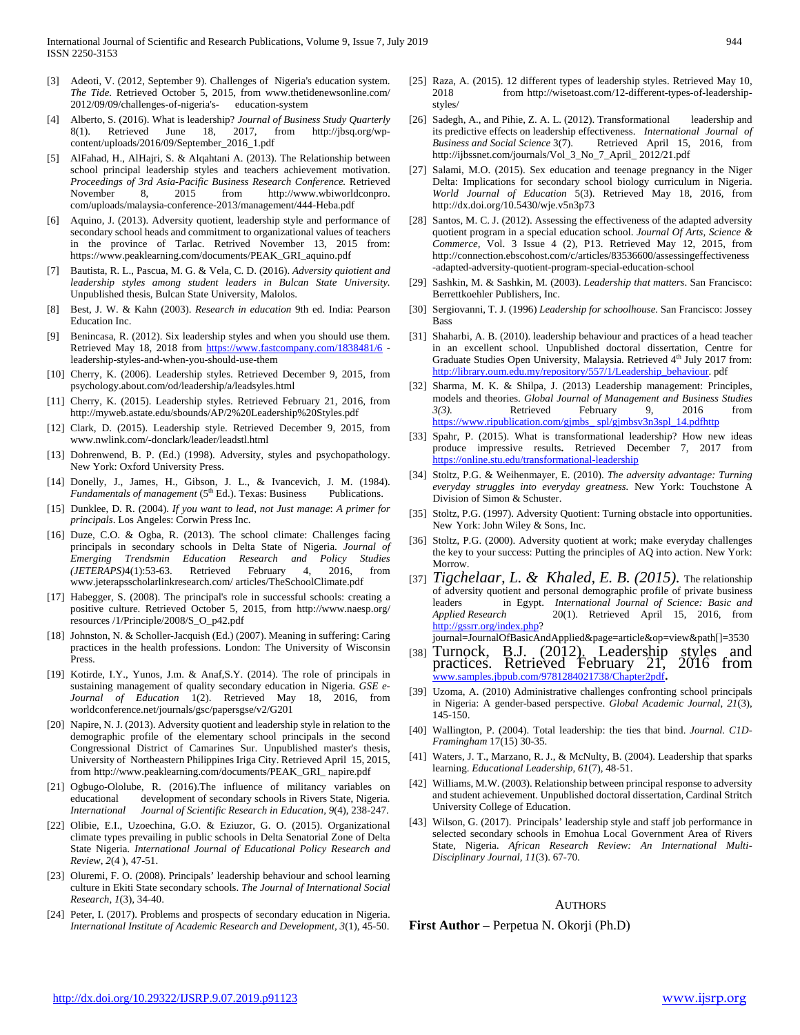[3] Adeoti, V. (2012, September 9). Challenges of Nigeria's education system. *The Tide.* Retrieved October 5, 2015, from www.thetidenewsonline.com/ 2012/09/09/challenges-of-nigeria's- education-system

[4] Alberto, S. (2016). What is leadership? *Journal of Business Study Quarterly* 8(1). Retrieved June 18, 2017, from http://jbsq.org/wp-content/uploads/2016/09/September_2016_1.pdf

[5] AlFahad, H., AlHajri, S. & Alqahtani A. (2013). The Relationship between school principal leadership styles and teachers achievement motivation. *Proceedings of 3rd Asia-Pacific Business Research Conference.* Retrieved November 8, 2015 from http://www.wbiworldconpro. com/uploads/malaysia-conference-2013/management/444-Heba.pdf

[6] Aquino, J. (2013). Adversity quotient, leadership style and performance of secondary school heads and commitment to organizational values of teachers in the province of Tarlac. Retrived November 13, 2015 from: https://www.peaklearning.com/documents/PEAK_GRI_aquino.pdf

[7] Bautista, R. L., Pascua, M. G. & Vela, C. D. (2016). *Adversity quiotient and leadership styles among student leaders in Bulcan State University.* Unpublished thesis, Bulcan State University, Malolos.

[8] Best, J. W. & Kahn (2003). *Research in education* 9th ed. India: Pearson Education Inc.

[9] Benincasa, R. (2012). Six leadership styles and when you should use them. Retrieved May 18, 2018 from https://www.fastcompany.com/1838481/6 - leadership-styles-and-when-you-should-use-them

[10] Cherry, K. (2006). Leadership styles. Retrieved December 9, 2015, from psychology.about.com/od/leadership/a/leadsyles.html

[11] Cherry, K. (2015). Leadership styles. Retrieved February 21, 2016, from http://myweb.astate.edu/sbounds/AP/2%20Leadership%20Styles.pdf

[12] Clark, D. (2015). Leadership style. Retrieved December 9, 2015, from www.nwlink.com/-donclark/leader/leadstl.html

[13] Dohrenwend, B. P. (Ed.) (1998). Adversity, styles and psychopathology. New York: Oxford University Press.

[14] Donelly, J., James, H., Gibson, J. L., & Ivancevich, J. M. (1984). *Fundamentals of management* (5th Ed.). Texas: Business Publications.

[15] Dunklee, D. R. (2004). *If you want to lead, not Just manage*: *A primer for principals*. Los Angeles: Corwin Press Inc.

[16] Duze, C.O. & Ogba, R. (2013). The school climate: Challenges facing principals in secondary schools in Delta State of Nigeria. *Journal of Emerging Trendsmin Education Research and Policy Studies (JETERAPS)*4(1):53-63. Retrieved February 4, 2016, from www.jeterapsscholarlinkresearch.com/ articles/TheSchoolClimate.pdf

[17] Habegger, S. (2008). The principal's role in successful schools: creating a positive culture. Retrieved October 5, 2015, from http://www.naesp.org/ resources /1/Principle/2008/S_O_p42.pdf

[18] Johnston, N. & Scholler-Jacquish (Ed.) (2007). Meaning in suffering: Caring practices in the health professions. London: The University of Wisconsin Press.

[19] Kotirde, I.Y., Yunos, J.m. & Anaf,S.Y. (2014). The role of principals in sustaining management of quality secondary education in Nigeria. *GSE e-Journal of Education* 1(2). Retrieved May 18, 2016, from worldconference.net/journals/gsc/papersgse/v2/G201

[20] Napire, N. J. (2013). Adversity quotient and leadership style in relation to the demographic profile of the elementary school principals in the second Congressional District of Camarines Sur. Unpublished master's thesis, University of Northeastern Philippines Iriga City. Retrieved April 15, 2015, from http://www.peaklearning.com/documents/PEAK_GRI_ napire.pdf

[21] Ogbugo-Ololube, R. (2016).The influence of militancy variables on educational development of secondary schools in Rivers State, Nigeria. *International Journal of Scientific Research in Education, 9*(4), 238-247.

[22] Olibie, E.I., Uzoechina, G.O. & Eziuzor, G. O. (2015). Organizational climate types prevailing in public schools in Delta Senatorial Zone of Delta State Nigeria. *International Journal of Educational Policy Research and Review, 2*(4 ), 47-51.

[23] Oluremi, F. O. (2008). Principals' leadership behaviour and school learning culture in Ekiti State secondary schools. *The Journal of International Social Research, 1*(3), 34-40.

[24] Peter, I. (2017). Problems and prospects of secondary education in Nigeria. *International Institute of Academic Research and Development, 3*(1), 45-50.

[25] Raza, A. (2015). 12 different types of leadership styles. Retrieved May 10, 2018 from http://wisetoast.com/12-different-types-of-leadership-styles/

[26] Sadegh, A., and Pihie, Z. A. L. (2012). Transformational leadership and its predictive effects on leadership effectiveness. *International Journal of Business and Social Science* 3(7). Retrieved April 15, 2016, from http://ijbssnet.com/journals/Vol_3_No_7_April_ 2012/21.pdf

[27] Salami, M.O. (2015). Sex education and teenage pregnancy in the Niger Delta: Implications for secondary school biology curriculum in Nigeria. *World Journal of Education* 5(3). Retrieved May 18, 2016, from http://dx.doi.org/10.5430/wje.v5n3p73

[28] Santos, M. C. J. (2012). Assessing the effectiveness of the adapted adversity quotient program in a special education school. *Journal Of Arts, Science & Commerce,* Vol. 3 Issue 4 (2), P13. Retrieved May 12, 2015, from http://connection.ebscohost.com/c/articles/83536600/assessingeffectiveness -adapted-adversity-quotient-program-special-education-school

[29] Sashkin, M. & Sashkin, M. (2003). *Leadership that matters*. San Francisco: Berrettkoehler Publishers, Inc.

[30] Sergiovanni, T. J. (1996) *Leadership for schoolhouse.* San Francisco: Jossey Bass

[31] Shaharbi, A. B. (2010). leadership behaviour and practices of a head teacher in an excellent school. Unpublished doctoral dissertation, Centre for Graduate Studies Open University, Malaysia. Retrieved 4th July 2017 from: http://library.oum.edu.my/repository/557/1/Leadership_behaviour. pdf

[32] Sharma, M. K. & Shilpa, J. (2013) Leadership management: Principles, models and theories. *Global Journal of Management and Business Studies 3(3).* Retrieved February 9, 2016 from https://www.ripublication.com/gjmbs_ spl/gjmbsv3n3spl_14.pdfhttp

[33] Spahr, P. (2015). What is transformational leadership? How new ideas produce impressive results**.** Retrieved December 7, 2017 from https://online.stu.edu/transformational-leadership

[34] Stoltz, P.G. & Weihenmayer, E. (2010). *The adversity advantage: Turning everyday struggles into everyday greatness.* New York: Touchstone A Division of Simon & Schuster.

[35] Stoltz, P.G. (1997). Adversity Quotient: Turning obstacle into opportunities. New York: John Wiley & Sons, Inc.

[36] Stoltz, P.G. (2000). Adversity quotient at work; make everyday challenges the key to your success: Putting the principles of AQ into action. New York: Morrow.

[37] *Tigchelaar, L. & Khaled, E. B. (2015).* The relationship of adversity quotient and personal demographic profile of private business leaders in Egypt. *International Journal of Science: Basic and Applied Research* 20(1). Retrieved April 15, 2016, from http://gssrr.org/index.php? journal=JournalOfBasicAndApplied&page=article&op=view&path[]=3530

[38] Turnock, B.J. (2012). Leadership styles and practices. Retrieved February 21, 2016 from www.samples.jbpub.com/9781284021738/Chapter2pdf.

[39] Uzoma, A. (2010) Administrative challenges confronting school principals in Nigeria: A gender-based perspective. *Global Academic Journal, 21*(3), 145-150.

[40] Wallington, P. (2004). Total leadership: the ties that bind. *Journal. C1D-Framingham* 17(15) 30-35.

[41] Waters, J. T., Marzano, R. J., & McNulty, B. (2004). Leadership that sparks learning. *Educational Leadership, 61*(7), 48-51.

[42] Williams, M.W. (2003). Relationship between principal response to adversity and student achievement. Unpublished doctoral dissertation, Cardinal Stritch University College of Education.

[43] Wilson, G. (2017). Principals' leadership style and staff job performance in selected secondary schools in Emohua Local Government Area of Rivers State, Nigeria. *African Research Review: An International Multi-Disciplinary Journal, 11*(3). 67-70.

## AUTHORS

**First Author** – Perpetua N. Okorji (Ph.D)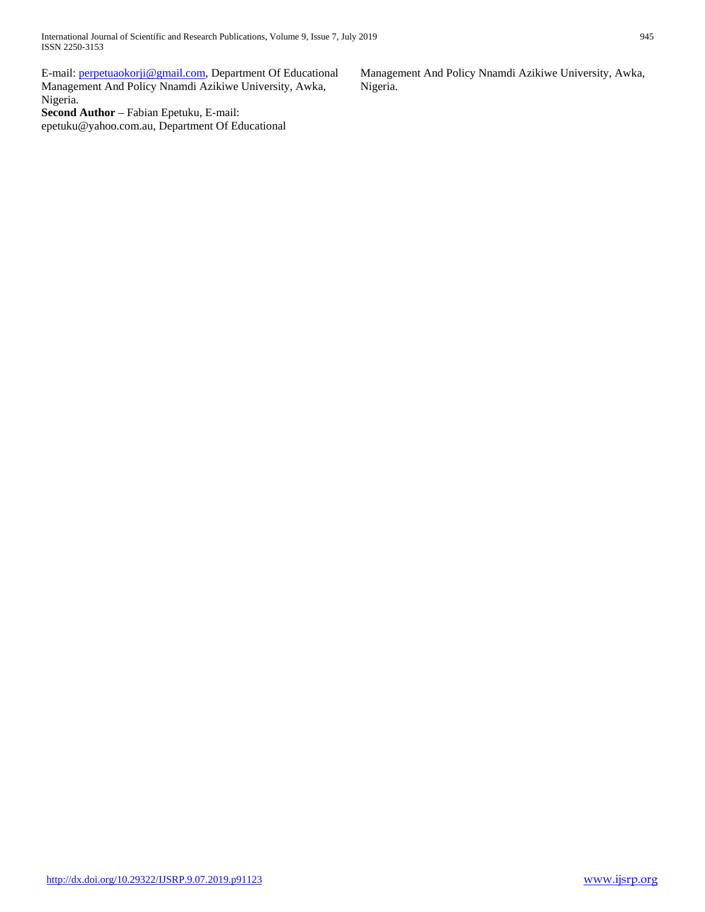E-mail: perpetuaokorji@gmail.com, Department Of Educational Management And Policy Nnamdi Azikiwe University, Awka, Nigeria.

**Second Author** – Fabian Epetuku, E-mail: epetuku@yahoo.com.au, Department Of Educational Management And Policy Nnamdi Azikiwe University, Awka, Nigeria.